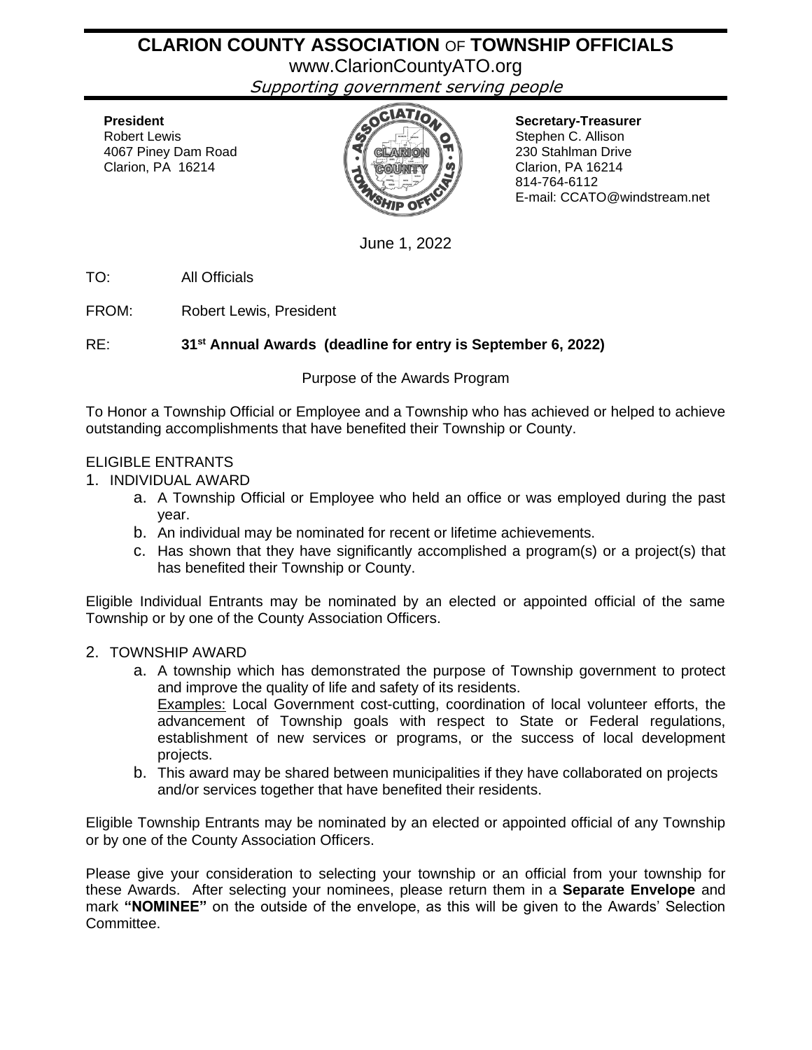# CLARION COUNTY ASSOCIATION OF TOWNSHIP OFFICIALS

www.ClarionCountyATO.org

*Supporting government serving people*

**President**
Robert Lewis
4067 Piney Dam Road
Clarion, PA 16214

**Secretary-Treasurer**
Stephen C. Allison
230 Stahlman Drive
Clarion, PA 16214
814-764-6112
E-mail: CCATO@windstream.net

June 1, 2022

TO: All Officials

FROM: Robert Lewis, President

RE: **31st Annual Awards (deadline for entry is September 6, 2022)**

Purpose of the Awards Program

To Honor a Township Official or Employee and a Township who has achieved or helped to achieve outstanding accomplishments that have benefited their Township or County.

ELIGIBLE ENTRANTS

1. INDIVIDUAL AWARD
   a. A Township Official or Employee who held an office or was employed during the past year.
   b. An individual may be nominated for recent or lifetime achievements.
   c. Has shown that they have significantly accomplished a program(s) or a project(s) that has benefited their Township or County.

Eligible Individual Entrants may be nominated by an elected or appointed official of the same Township or by one of the County Association Officers.

2. TOWNSHIP AWARD
   a. A township which has demonstrated the purpose of Township government to protect and improve the quality of life and safety of its residents.
      Examples: Local Government cost-cutting, coordination of local volunteer efforts, the advancement of Township goals with respect to State or Federal regulations, establishment of new services or programs, or the success of local development projects.
   b. This award may be shared between municipalities if they have collaborated on projects and/or services together that have benefited their residents.

Eligible Township Entrants may be nominated by an elected or appointed official of any Township or by one of the County Association Officers.

Please give your consideration to selecting your township or an official from your township for these Awards. After selecting your nominees, please return them in a **Separate Envelope** and mark **"NOMINEE"** on the outside of the envelope, as this will be given to the Awards' Selection Committee.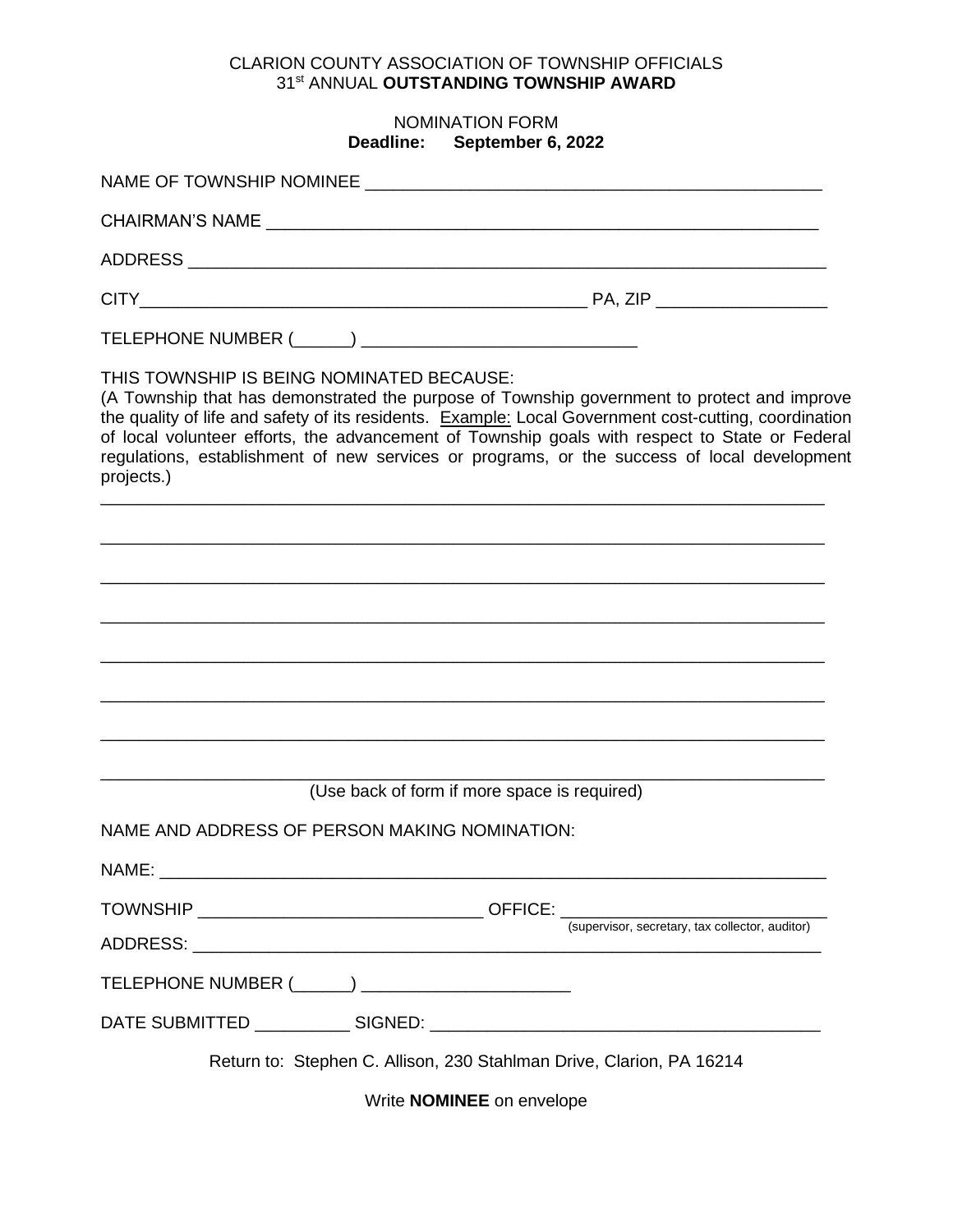CLARION COUNTY ASSOCIATION OF TOWNSHIP OFFICIALS
31st ANNUAL **OUTSTANDING TOWNSHIP AWARD**

NOMINATION FORM
**Deadline: September 6, 2022**

NAME OF TOWNSHIP NOMINEE ______________________________________________

CHAIRMAN'S NAME ______________________________________________________

ADDRESS ______________________________________________________________

CITY______________________________________________ PA, ZIP _________________

TELEPHONE NUMBER (______) ____________________________

THIS TOWNSHIP IS BEING NOMINATED BECAUSE:
(A Township that has demonstrated the purpose of Township government to protect and improve the quality of life and safety of its residents. Example: Local Government cost-cutting, coordination of local volunteer efforts, the advancement of Township goals with respect to State or Federal regulations, establishment of new services or programs, or the success of local development projects.)

_____________________________________________________________________________

_____________________________________________________________________________

_____________________________________________________________________________

_____________________________________________________________________________

_____________________________________________________________________________

_____________________________________________________________________________

_____________________________________________________________________________

_____________________________________________________________________________

(Use back of form if more space is required)

NAME AND ADDRESS OF PERSON MAKING NOMINATION:

NAME: ________________________________________________________________

TOWNSHIP _____________________________ OFFICE: ____________________________
(supervisor, secretary, tax collector, auditor)

ADDRESS: _____________________________________________________________

TELEPHONE NUMBER (______) _____________________

DATE SUBMITTED __________ SIGNED: ________________________________________

Return to: Stephen C. Allison, 230 Stahlman Drive, Clarion, PA 16214

Write **NOMINEE** on envelope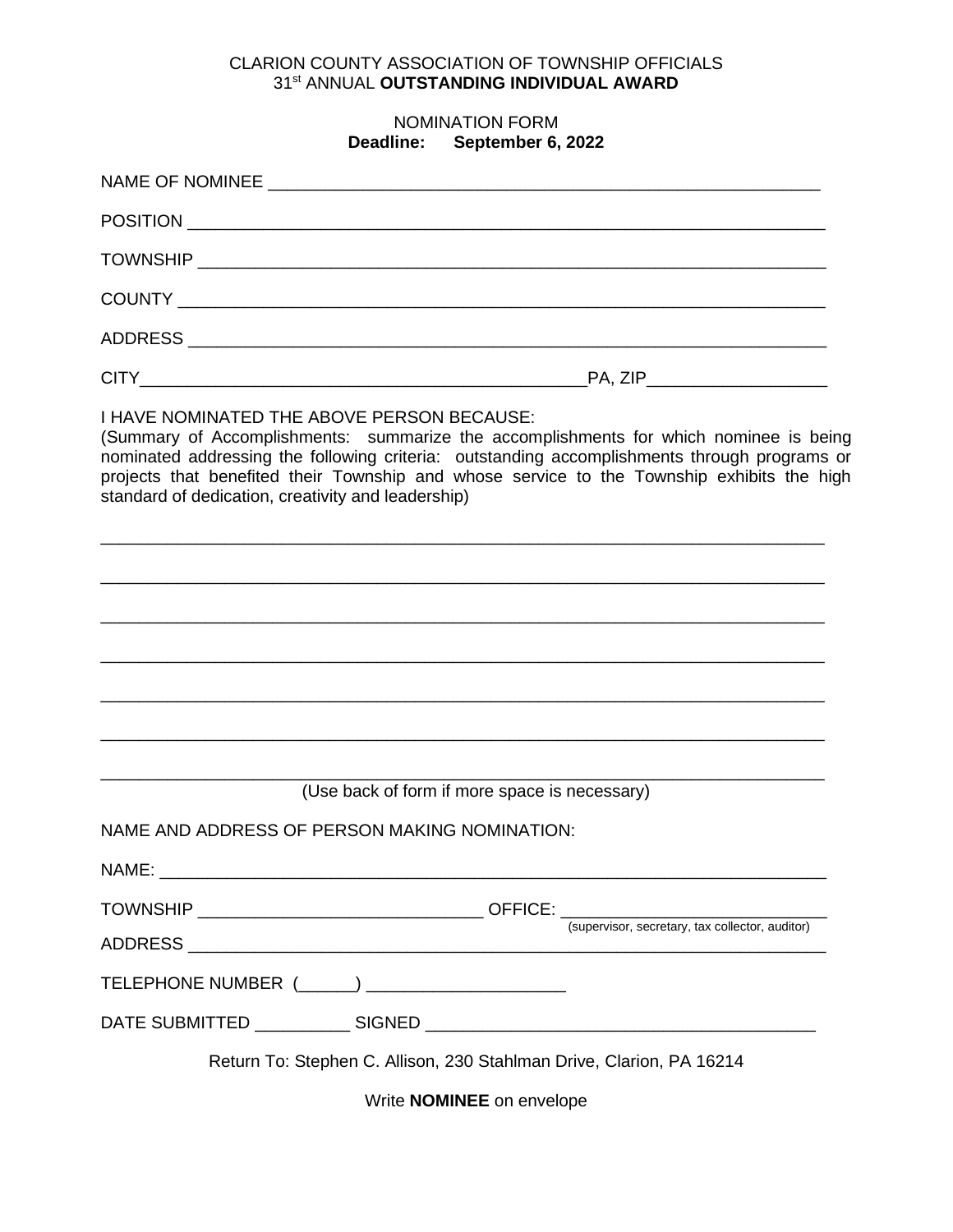CLARION COUNTY ASSOCIATION OF TOWNSHIP OFFICIALS
31st ANNUAL **OUTSTANDING INDIVIDUAL AWARD**

NOMINATION FORM
**Deadline: September 6, 2022**

NAME OF NOMINEE ____________________________________________________________

POSITION ____________________________________________________________________

TOWNSHIP ___________________________________________________________________

COUNTY _____________________________________________________________________

ADDRESS ____________________________________________________________________

CITY________________________________________________PA, ZIP___________________

I HAVE NOMINATED THE ABOVE PERSON BECAUSE:
(Summary of Accomplishments: summarize the accomplishments for which nominee is being nominated addressing the following criteria: outstanding accomplishments through programs or projects that benefited their Township and whose service to the Township exhibits the high standard of dedication, creativity and leadership)

_____________________________________________________________________________

_____________________________________________________________________________

_____________________________________________________________________________

_____________________________________________________________________________

_____________________________________________________________________________

_____________________________________________________________________________

_____________________________________________________________________________

(Use back of form if more space is necessary)

NAME AND ADDRESS OF PERSON MAKING NOMINATION:

NAME: ______________________________________________________________________

TOWNSHIP ______________________________ OFFICE: ______________________________
(supervisor, secretary, tax collector, auditor)

ADDRESS ____________________________________________________________________

TELEPHONE NUMBER (______) _____________________

DATE SUBMITTED __________ SIGNED _________________________________________

Return To: Stephen C. Allison, 230 Stahlman Drive, Clarion, PA 16214

Write **NOMINEE** on envelope